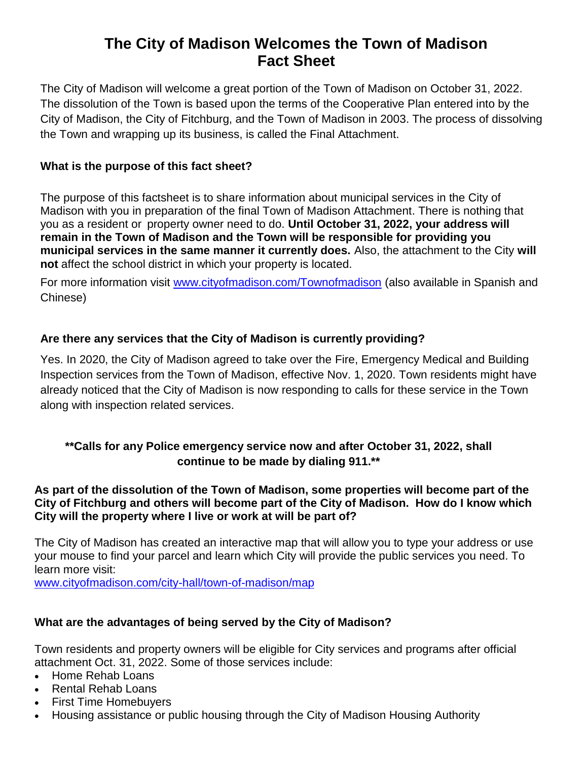# The City of Madison Welcomes the Town of Madison Fact Sheet

The City of Madison will welcome a great portion of the Town of Madison on October 31, 2022. The dissolution of the Town is based upon the terms of the Cooperative Plan entered into by the City of Madison, the City of Fitchburg, and the Town of Madison in 2003. The process of dissolving the Town and wrapping up its business, is called the Final Attachment.

### What is the purpose of this fact sheet?

The purpose of this factsheet is to share information about municipal services in the City of Madison with you in preparation of the final Town of Madison Attachment. There is nothing that you as a resident or property owner need to do. **Until October 31, 2022, your address will remain in the Town of Madison and the Town will be responsible for providing you municipal services in the same manner it currently does.** Also, the attachment to the City **will not** affect the school district in which your property is located.

For more information visit [www.cityofmadison.com/Townofmadison](http://www.cityofmadison.com/Townofmadison) (also available in Spanish and Chinese)

### Are there any services that the City of Madison is currently providing?

Yes. In 2020, the City of Madison agreed to take over the Fire, Emergency Medical and Building Inspection services from the Town of Madison, effective Nov. 1, 2020. Town residents might have already noticed that the City of Madison is now responding to calls for these service in the Town along with inspection related services.

**\*\*Calls for any Police emergency service now and after October 31, 2022, shall continue to be made by dialing 911.\*\***

### As part of the dissolution of the Town of Madison, some properties will become part of the City of Fitchburg and others will become part of the City of Madison. How do I know which City will the property where I live or work at will be part of?

The City of Madison has created an interactive map that will allow you to type your address or use your mouse to find your parcel and learn which City will provide the public services you need. To learn more visit:
[www.cityofmadison.com/city-hall/town-of-madison/map](http://www.cityofmadison.com/city-hall/town-of-madison/map)

### What are the advantages of being served by the City of Madison?

Town residents and property owners will be eligible for City services and programs after official attachment Oct. 31, 2022. Some of those services include:

- Home Rehab Loans
- Rental Rehab Loans
- First Time Homebuyers
- Housing assistance or public housing through the City of Madison Housing Authority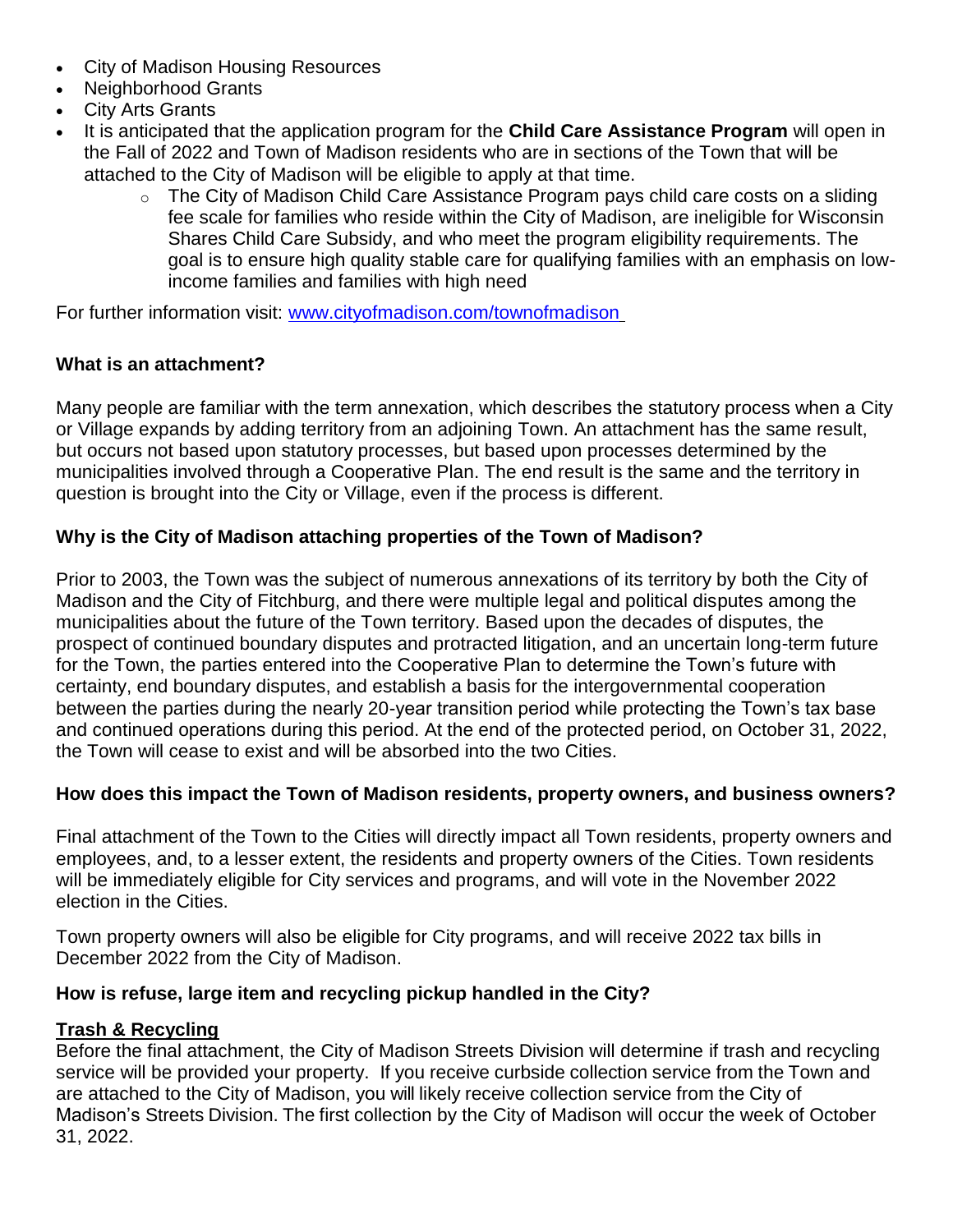- City of Madison Housing Resources
- Neighborhood Grants
- City Arts Grants
- It is anticipated that the application program for the **Child Care Assistance Program** will open in the Fall of 2022 and Town of Madison residents who are in sections of the Town that will be attached to the City of Madison will be eligible to apply at that time.
    - The City of Madison Child Care Assistance Program pays child care costs on a sliding fee scale for families who reside within the City of Madison, are ineligible for Wisconsin Shares Child Care Subsidy, and who meet the program eligibility requirements. The goal is to ensure high quality stable care for qualifying families with an emphasis on low-income families and families with high need

For further information visit: [www.cityofmadison.com/townofmadison](http://www.cityofmadison.com/townofmadison)

**What is an attachment?**

Many people are familiar with the term annexation, which describes the statutory process when a City or Village expands by adding territory from an adjoining Town. An attachment has the same result, but occurs not based upon statutory processes, but based upon processes determined by the municipalities involved through a Cooperative Plan. The end result is the same and the territory in question is brought into the City or Village, even if the process is different.

**Why is the City of Madison attaching properties of the Town of Madison?**

Prior to 2003, the Town was the subject of numerous annexations of its territory by both the City of Madison and the City of Fitchburg, and there were multiple legal and political disputes among the municipalities about the future of the Town territory. Based upon the decades of disputes, the prospect of continued boundary disputes and protracted litigation, and an uncertain long-term future for the Town, the parties entered into the Cooperative Plan to determine the Town's future with certainty, end boundary disputes, and establish a basis for the intergovernmental cooperation between the parties during the nearly 20-year transition period while protecting the Town's tax base and continued operations during this period. At the end of the protected period, on October 31, 2022, the Town will cease to exist and will be absorbed into the two Cities.

**How does this impact the Town of Madison residents, property owners, and business owners?**

Final attachment of the Town to the Cities will directly impact all Town residents, property owners and employees, and, to a lesser extent, the residents and property owners of the Cities. Town residents will be immediately eligible for City services and programs, and will vote in the November 2022 election in the Cities.

Town property owners will also be eligible for City programs, and will receive 2022 tax bills in December 2022 from the City of Madison.

**How is refuse, large item and recycling pickup handled in the City?**

**Trash & Recycling**

Before the final attachment, the City of Madison Streets Division will determine if trash and recycling service will be provided your property. If you receive curbside collection service from the Town and are attached to the City of Madison, you will likely receive collection service from the City of Madison's Streets Division. The first collection by the City of Madison will occur the week of October 31, 2022.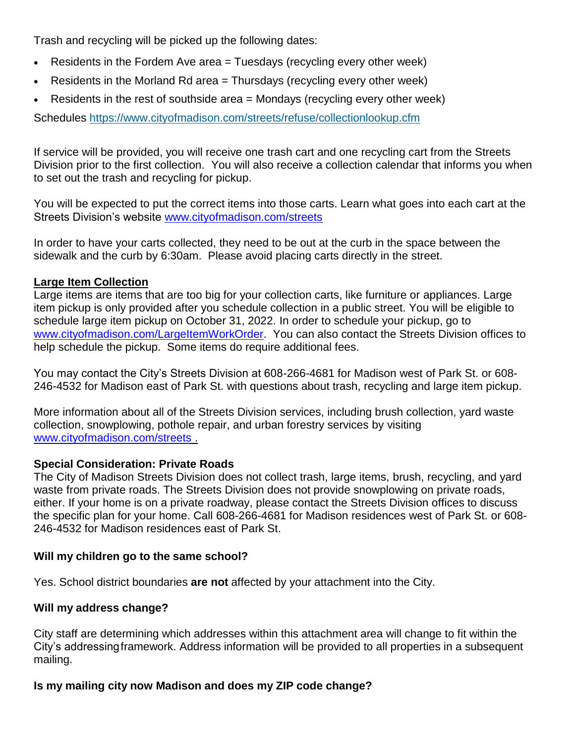Trash and recycling will be picked up the following dates:

- Residents in the Fordem Ave area = Tuesdays (recycling every other week)
- Residents in the Morland Rd area = Thursdays (recycling every other week)
- Residents in the rest of southside area = Mondays (recycling every other week)

Schedules https://www.cityofmadison.com/streets/refuse/collectionlookup.cfm

If service will be provided, you will receive one trash cart and one recycling cart from the Streets Division prior to the first collection. You will also receive a collection calendar that informs you when to set out the trash and recycling for pickup.

You will be expected to put the correct items into those carts. Learn what goes into each cart at the Streets Division's website www.cityofmadison.com/streets

In order to have your carts collected, they need to be out at the curb in the space between the sidewalk and the curb by 6:30am. Please avoid placing carts directly in the street.

**Large Item Collection**

Large items are items that are too big for your collection carts, like furniture or appliances. Large item pickup is only provided after you schedule collection in a public street. You will be eligible to schedule large item pickup on October 31, 2022. In order to schedule your pickup, go to www.cityofmadison.com/LargeItemWorkOrder. You can also contact the Streets Division offices to help schedule the pickup. Some items do require additional fees.

You may contact the City's Streets Division at 608-266-4681 for Madison west of Park St. or 608-246-4532 for Madison east of Park St. with questions about trash, recycling and large item pickup.

More information about all of the Streets Division services, including brush collection, yard waste collection, snowplowing, pothole repair, and urban forestry services by visiting www.cityofmadison.com/streets .

**Special Consideration: Private Roads**

The City of Madison Streets Division does not collect trash, large items, brush, recycling, and yard waste from private roads. The Streets Division does not provide snowplowing on private roads, either. If your home is on a private roadway, please contact the Streets Division offices to discuss the specific plan for your home. Call 608-266-4681 for Madison residences west of Park St. or 608-246-4532 for Madison residences east of Park St.

**Will my children go to the same school?**

Yes. School district boundaries **are not** affected by your attachment into the City.

**Will my address change?**

City staff are determining which addresses within this attachment area will change to fit within the City's addressing framework. Address information will be provided to all properties in a subsequent mailing.

**Is my mailing city now Madison and does my ZIP code change?**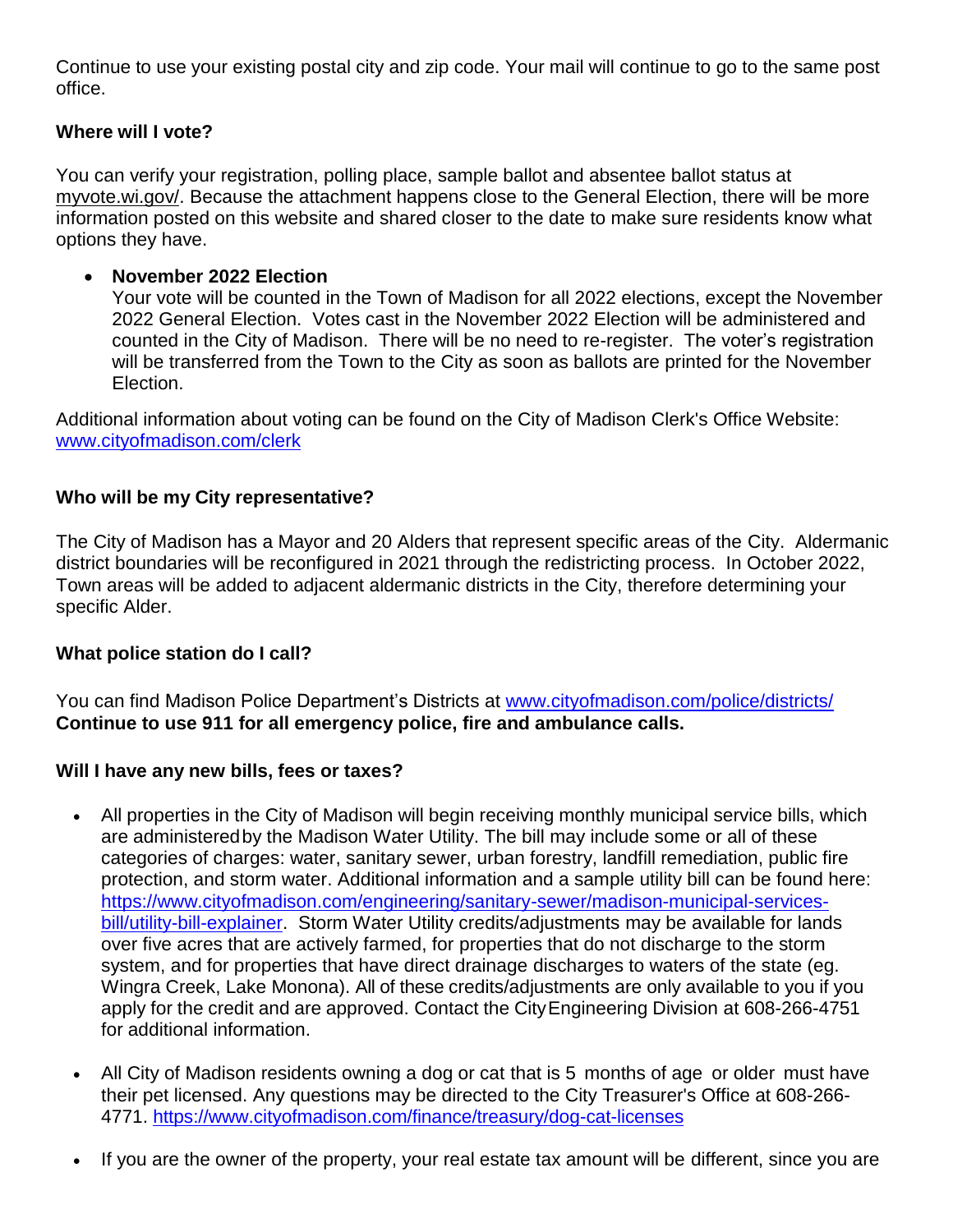Continue to use your existing postal city and zip code. Your mail will continue to go to the same post office.

### Where will I vote?

You can verify your registration, polling place, sample ballot and absentee ballot status at myvote.wi.gov/. Because the attachment happens close to the General Election, there will be more information posted on this website and shared closer to the date to make sure residents know what options they have.

- **November 2022 Election**
  Your vote will be counted in the Town of Madison for all 2022 elections, except the November 2022 General Election. Votes cast in the November 2022 Election will be administered and counted in the City of Madison. There will be no need to re-register. The voter's registration will be transferred from the Town to the City as soon as ballots are printed for the November Election.

Additional information about voting can be found on the City of Madison Clerk's Office Website: www.cityofmadison.com/clerk

### Who will be my City representative?

The City of Madison has a Mayor and 20 Alders that represent specific areas of the City. Aldermanic district boundaries will be reconfigured in 2021 through the redistricting process. In October 2022, Town areas will be added to adjacent aldermanic districts in the City, therefore determining your specific Alder.

### What police station do I call?

You can find Madison Police Department's Districts at www.cityofmadison.com/police/districts/
**Continue to use 911 for all emergency police, fire and ambulance calls.**

### Will I have any new bills, fees or taxes?

- All properties in the City of Madison will begin receiving monthly municipal service bills, which are administered by the Madison Water Utility. The bill may include some or all of these categories of charges: water, sanitary sewer, urban forestry, landfill remediation, public fire protection, and storm water. Additional information and a sample utility bill can be found here: https://www.cityofmadison.com/engineering/sanitary-sewer/madison-municipal-services-bill/utility-bill-explainer. Storm Water Utility credits/adjustments may be available for lands over five acres that are actively farmed, for properties that do not discharge to the storm system, and for properties that have direct drainage discharges to waters of the state (eg. Wingra Creek, Lake Monona). All of these credits/adjustments are only available to you if you apply for the credit and are approved. Contact the City Engineering Division at 608-266-4751 for additional information.

- All City of Madison residents owning a dog or cat that is 5 months of age or older must have their pet licensed. Any questions may be directed to the City Treasurer's Office at 608-266-4771. https://www.cityofmadison.com/finance/treasury/dog-cat-licenses

- If you are the owner of the property, your real estate tax amount will be different, since you are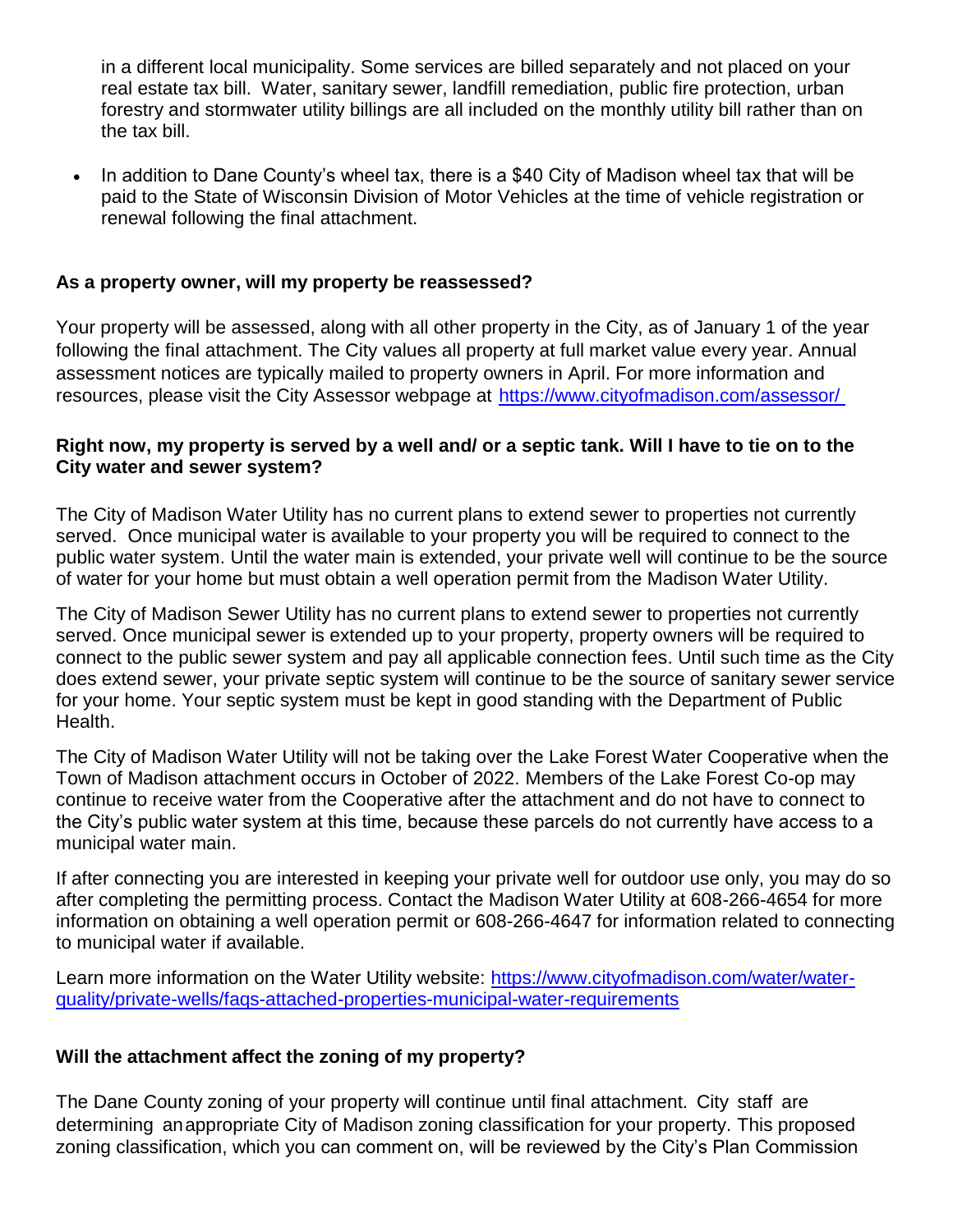in a different local municipality. Some services are billed separately and not placed on your real estate tax bill. Water, sanitary sewer, landfill remediation, public fire protection, urban forestry and stormwater utility billings are all included on the monthly utility bill rather than on the tax bill.

- In addition to Dane County's wheel tax, there is a $40 City of Madison wheel tax that will be paid to the State of Wisconsin Division of Motor Vehicles at the time of vehicle registration or renewal following the final attachment.

**As a property owner, will my property be reassessed?**

Your property will be assessed, along with all other property in the City, as of January 1 of the year following the final attachment. The City values all property at full market value every year. Annual assessment notices are typically mailed to property owners in April. For more information and resources, please visit the City Assessor webpage at https://www.cityofmadison.com/assessor/

**Right now, my property is served by a well and/ or a septic tank. Will I have to tie on to the City water and sewer system?**

The City of Madison Water Utility has no current plans to extend sewer to properties not currently served. Once municipal water is available to your property you will be required to connect to the public water system. Until the water main is extended, your private well will continue to be the source of water for your home but must obtain a well operation permit from the Madison Water Utility.

The City of Madison Sewer Utility has no current plans to extend sewer to properties not currently served. Once municipal sewer is extended up to your property, property owners will be required to connect to the public sewer system and pay all applicable connection fees. Until such time as the City does extend sewer, your private septic system will continue to be the source of sanitary sewer service for your home. Your septic system must be kept in good standing with the Department of Public Health.

The City of Madison Water Utility will not be taking over the Lake Forest Water Cooperative when the Town of Madison attachment occurs in October of 2022. Members of the Lake Forest Co-op may continue to receive water from the Cooperative after the attachment and do not have to connect to the City's public water system at this time, because these parcels do not currently have access to a municipal water main.

If after connecting you are interested in keeping your private well for outdoor use only, you may do so after completing the permitting process. Contact the Madison Water Utility at 608-266-4654 for more information on obtaining a well operation permit or 608-266-4647 for information related to connecting to municipal water if available.

Learn more information on the Water Utility website: https://www.cityofmadison.com/water/water-quality/private-wells/faqs-attached-properties-municipal-water-requirements

**Will the attachment affect the zoning of my property?**

The Dane County zoning of your property will continue until final attachment. City staff are determining an appropriate City of Madison zoning classification for your property. This proposed zoning classification, which you can comment on, will be reviewed by the City's Plan Commission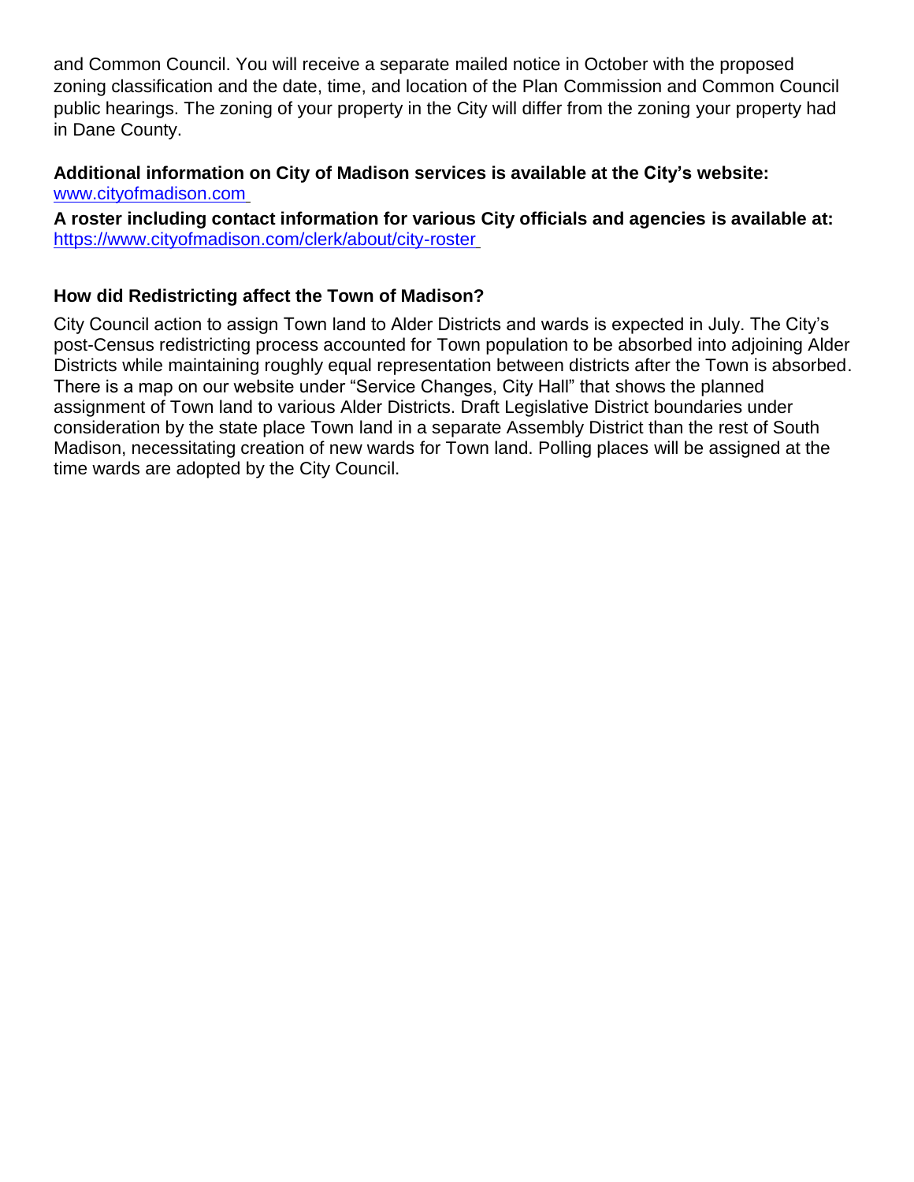and Common Council. You will receive a separate mailed notice in October with the proposed zoning classification and the date, time, and location of the Plan Commission and Common Council public hearings. The zoning of your property in the City will differ from the zoning your property had in Dane County.

**Additional information on City of Madison services is available at the City's website:**
[www.cityofmadison.com](http://www.cityofmadison.com)

**A roster including contact information for various City officials and agencies is available at:**
[https://www.cityofmadison.com/clerk/about/city-roster](https://www.cityofmadison.com/clerk/about/city-roster)

### How did Redistricting affect the Town of Madison?

City Council action to assign Town land to Alder Districts and wards is expected in July. The City's post-Census redistricting process accounted for Town population to be absorbed into adjoining Alder Districts while maintaining roughly equal representation between districts after the Town is absorbed. There is a map on our website under "Service Changes, City Hall" that shows the planned assignment of Town land to various Alder Districts. Draft Legislative District boundaries under consideration by the state place Town land in a separate Assembly District than the rest of South Madison, necessitating creation of new wards for Town land. Polling places will be assigned at the time wards are adopted by the City Council.